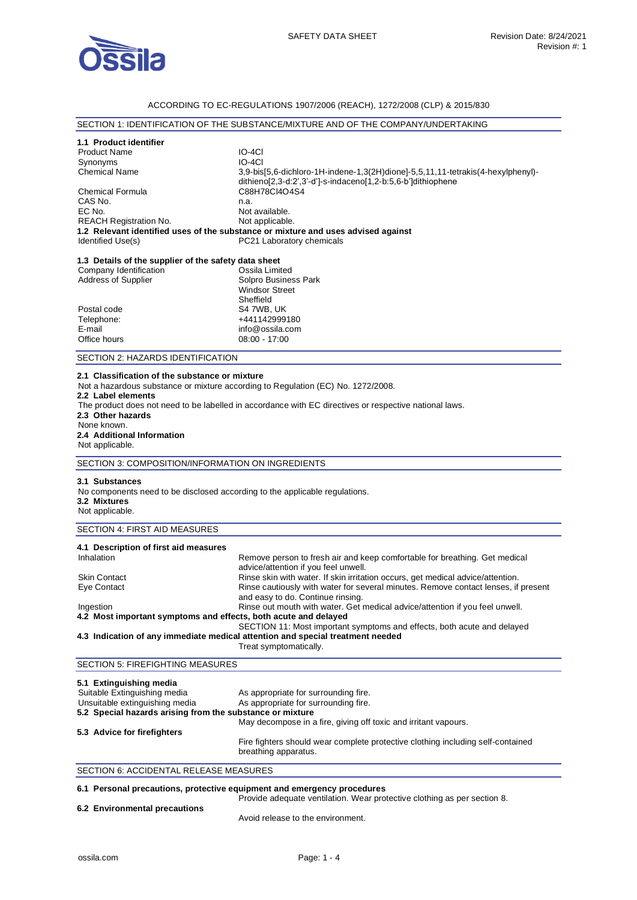SAFETY DATA SHEET

Revision Date: 8/24/2021
Revision #: 1

ACCORDING TO EC-REGULATIONS 1907/2006 (REACH), 1272/2008 (CLP) & 2015/830

## SECTION 1: IDENTIFICATION OF THE SUBSTANCE/MIXTURE AND OF THE COMPANY/UNDERTAKING

### 1.1 Product identifier

| | |
|---|---|
| Product Name | IO-4Cl |
| Synonyms | IO-4Cl |
| Chemical Name | 3,9-bis[5,6-dichloro-1H-indene-1,3(2H)dione]-5,5,11,11-tetrakis(4-hexylphenyl)-dithieno[2,3-d:2',3'-d']-s-indaceno[1,2-b:5,6-b']dithiophene |
| Chemical Formula | $C_{88}H_{78}Cl_4O_4S_4$ |
| CAS No. | n.a. |
| EC No. | Not available. |
| REACH Registration No. | Not applicable. |

### 1.2 Relevant identified uses of the substance or mixture and uses advised against

| | |
|---|---|
| Identified Use(s) | PC21 Laboratory chemicals |

### 1.3 Details of the supplier of the safety data sheet

| | |
|---|---|
| Company Identification | Ossila Limited |
| Address of Supplier | Solpro Business Park<br>Windsor Street<br>Sheffield |
| Postal code | S4 7WB, UK |
| Telephone: | +441142999180 |
| E-mail | info@ossila.com |
| Office hours | 08:00 - 17:00 |

## SECTION 2: HAZARDS IDENTIFICATION

### 2.1 Classification of the substance or mixture

Not a hazardous substance or mixture according to Regulation (EC) No. 1272/2008.

### 2.2 Label elements

The product does not need to be labelled in accordance with EC directives or respective national laws.

### 2.3 Other hazards

None known.

### 2.4 Additional Information

Not applicable.

## SECTION 3: COMPOSITION/INFORMATION ON INGREDIENTS

### 3.1 Substances

No components need to be disclosed according to the applicable regulations.

### 3.2 Mixtures

Not applicable.

## SECTION 4: FIRST AID MEASURES

### 4.1 Description of first aid measures

| | |
|---|---|
| Inhalation | Remove person to fresh air and keep comfortable for breathing. Get medical advice/attention if you feel unwell. |
| Skin Contact | Rinse skin with water. If skin irritation occurs, get medical advice/attention. |
| Eye Contact | Rinse cautiously with water for several minutes. Remove contact lenses, if present and easy to do. Continue rinsing. |
| Ingestion | Rinse out mouth with water. Get medical advice/attention if you feel unwell. |

### 4.2 Most important symptoms and effects, both acute and delayed

SECTION 11: Most important symptoms and effects, both acute and delayed

### 4.3 Indication of any immediate medical attention and special treatment needed

Treat symptomatically.

## SECTION 5: FIREFIGHTING MEASURES

### 5.1 Extinguishing media

| | |
|---|---|
| Suitable Extinguishing media | As appropriate for surrounding fire. |
| Unsuitable extinguishing media | As appropriate for surrounding fire. |

### 5.2 Special hazards arising from the substance or mixture

May decompose in a fire, giving off toxic and irritant vapours.

### 5.3 Advice for firefighters

Fire fighters should wear complete protective clothing including self-contained breathing apparatus.

## SECTION 6: ACCIDENTAL RELEASE MEASURES

### 6.1 Personal precautions, protective equipment and emergency procedures

Provide adequate ventilation. Wear protective clothing as per section 8.

### 6.2 Environmental precautions

Avoid release to the environment.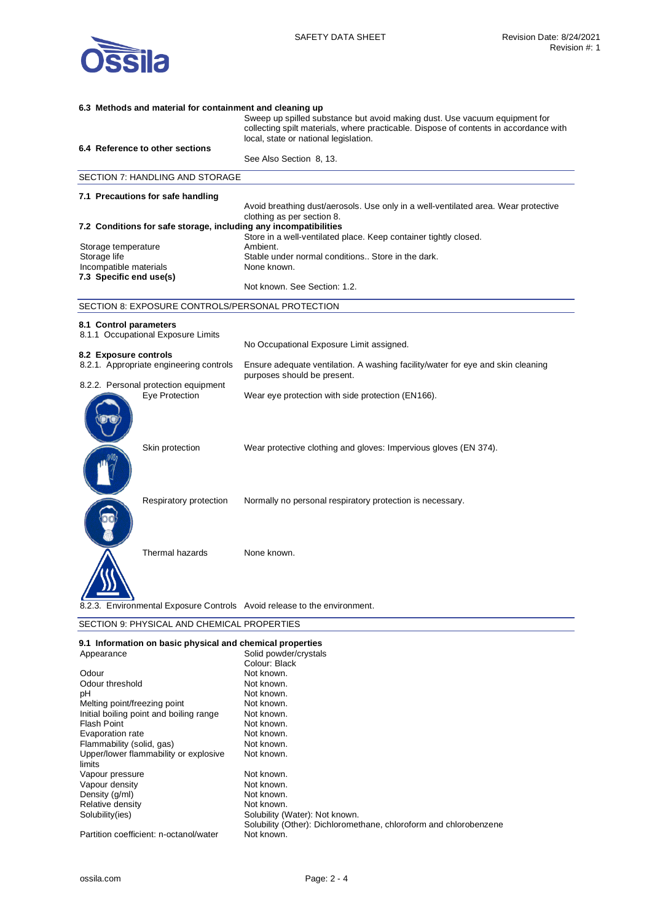#### 6.3 Methods and material for containment and cleaning up

Sweep up spilled substance but avoid making dust. Use vacuum equipment for collecting spilt materials, where practicable. Dispose of contents in accordance with local, state or national legislation.

#### 6.4 Reference to other sections

See Also Section 8, 13.

## SECTION 7: HANDLING AND STORAGE

#### 7.1 Precautions for safe handling

Avoid breathing dust/aerosols. Use only in a well-ventilated area. Wear protective clothing as per section 8.

#### 7.2 Conditions for safe storage, including any incompatibilities

Store in a well-ventilated place. Keep container tightly closed.

| | |
|---|---|
| Storage temperature | Ambient. |
| Storage life | Stable under normal conditions.. Store in the dark. |
| Incompatible materials | None known. |

#### 7.3 Specific end use(s)

Not known. See Section: 1.2.

## SECTION 8: EXPOSURE CONTROLS/PERSONAL PROTECTION

#### 8.1 Control parameters

8.1.1 Occupational Exposure Limits

No Occupational Exposure Limit assigned.

#### 8.2 Exposure controls

8.2.1. Appropriate engineering controls: Ensure adequate ventilation. A washing facility/water for eye and skin cleaning purposes should be present.

8.2.2. Personal protection equipment

| | |
|---|---|
| Eye Protection | Wear eye protection with side protection (EN166). |
| Skin protection | Wear protective clothing and gloves: Impervious gloves (EN 374). |
| Respiratory protection | Normally no personal respiratory protection is necessary. |
| Thermal hazards | None known. |

8.2.3. Environmental Exposure Controls: Avoid release to the environment.

## SECTION 9: PHYSICAL AND CHEMICAL PROPERTIES

#### 9.1 Information on basic physical and chemical properties

| | |
|---|---|
| Appearance | Solid powder/crystals<br>Colour: Black |
| Odour | Not known. |
| Odour threshold | Not known. |
| pH | Not known. |
| Melting point/freezing point | Not known. |
| Initial boiling point and boiling range | Not known. |
| Flash Point | Not known. |
| Evaporation rate | Not known. |
| Flammability (solid, gas) | Not known. |
| Upper/lower flammability or explosive limits | Not known. |
| Vapour pressure | Not known. |
| Vapour density | Not known. |
| Density (g/ml) | Not known. |
| Relative density | Not known. |
| Solubility(ies) | Solubility (Water): Not known.<br>Solubility (Other): Dichloromethane, chloroform and chlorobenzene |
| Partition coefficient: n-octanol/water | Not known. |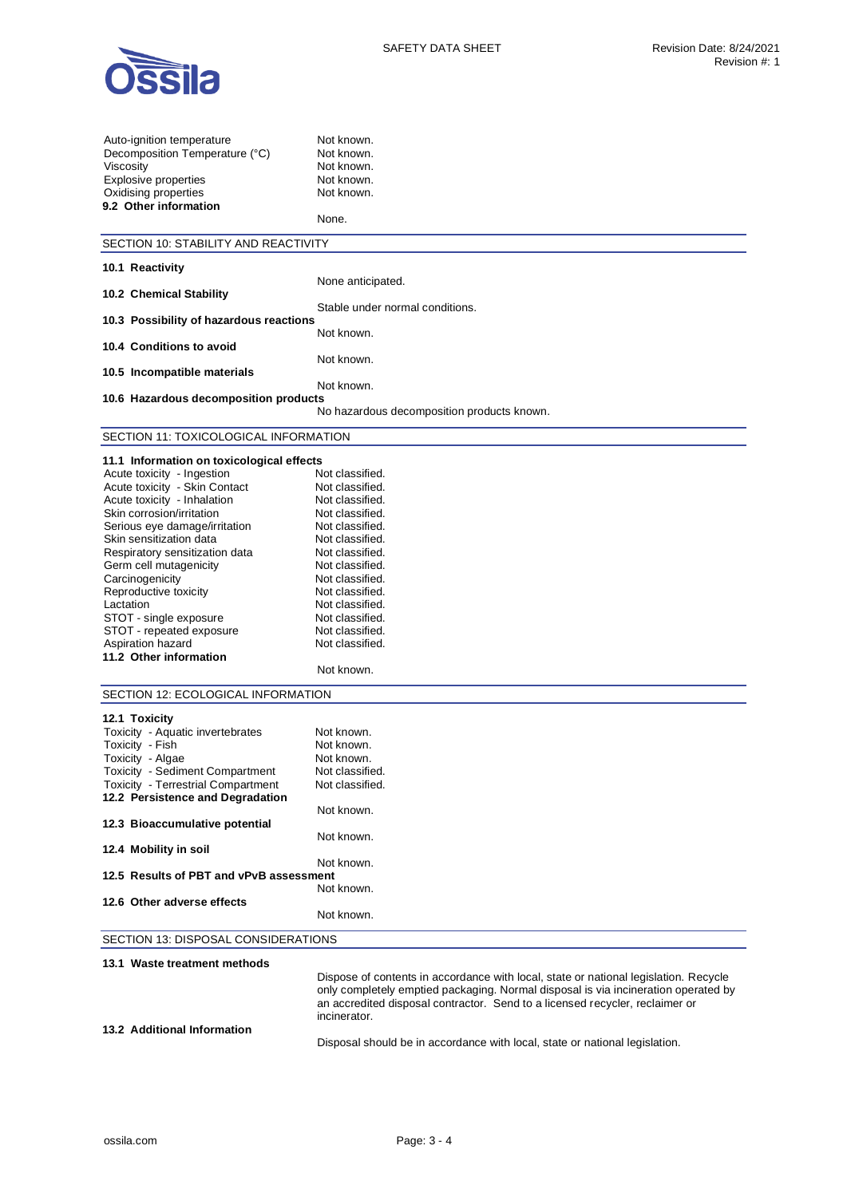| | |
|---|---|
| Auto-ignition temperature | Not known. |
| Decomposition Temperature (°C) | Not known. |
| Viscosity | Not known. |
| Explosive properties | Not known. |
| Oxidising properties | Not known. |

**9.2 Other information**

None.

## SECTION 10: STABILITY AND REACTIVITY

**10.1 Reactivity**

None anticipated.

**10.2 Chemical Stability**

Stable under normal conditions.

**10.3 Possibility of hazardous reactions**

Not known.

**10.4 Conditions to avoid**

Not known.

**10.5 Incompatible materials**

Not known.

**10.6 Hazardous decomposition products**

No hazardous decomposition products known.

## SECTION 11: TOXICOLOGICAL INFORMATION

**11.1 Information on toxicological effects**

| | |
|---|---|
| Acute toxicity - Ingestion | Not classified. |
| Acute toxicity - Skin Contact | Not classified. |
| Acute toxicity - Inhalation | Not classified. |
| Skin corrosion/irritation | Not classified. |
| Serious eye damage/irritation | Not classified. |
| Skin sensitization data | Not classified. |
| Respiratory sensitization data | Not classified. |
| Germ cell mutagenicity | Not classified. |
| Carcinogenicity | Not classified. |
| Reproductive toxicity | Not classified. |
| Lactation | Not classified. |
| STOT - single exposure | Not classified. |
| STOT - repeated exposure | Not classified. |
| Aspiration hazard | Not classified. |

**11.2 Other information**

Not known.

## SECTION 12: ECOLOGICAL INFORMATION

**12.1 Toxicity**

| | |
|---|---|
| Toxicity - Aquatic invertebrates | Not known. |
| Toxicity - Fish | Not known. |
| Toxicity - Algae | Not known. |
| Toxicity - Sediment Compartment | Not classified. |
| Toxicity - Terrestrial Compartment | Not classified. |

**12.2 Persistence and Degradation**

Not known.

**12.3 Bioaccumulative potential**

Not known.

**12.4 Mobility in soil**

Not known.

**12.5 Results of PBT and vPvB assessment**

Not known.

**12.6 Other adverse effects**

Not known.

## SECTION 13: DISPOSAL CONSIDERATIONS

**13.1 Waste treatment methods**

Dispose of contents in accordance with local, state or national legislation. Recycle only completely emptied packaging. Normal disposal is via incineration operated by an accredited disposal contractor. Send to a licensed recycler, reclaimer or incinerator.

**13.2 Additional Information**

Disposal should be in accordance with local, state or national legislation.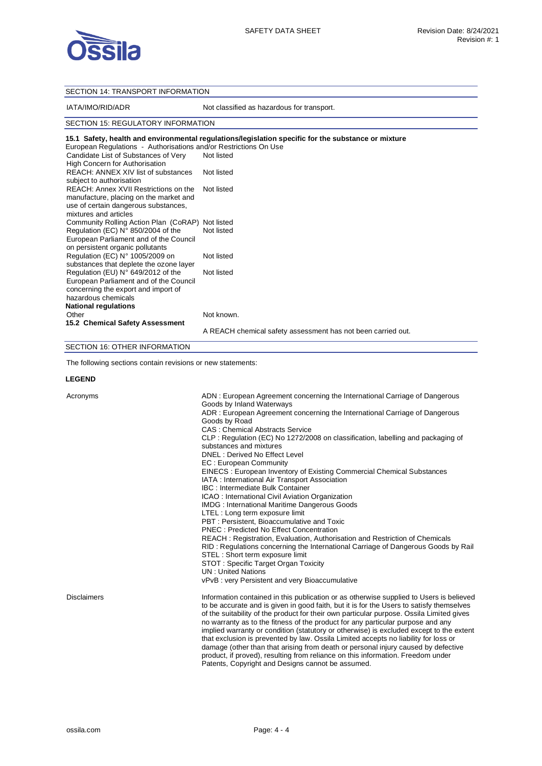## SECTION 14: TRANSPORT INFORMATION

| | |
|---|---|
| IATA/IMO/RID/ADR | Not classified as hazardous for transport. |

## SECTION 15: REGULATORY INFORMATION

**15.1 Safety, health and environmental regulations/legislation specific for the substance or mixture**

European Regulations - Authorisations and/or Restrictions On Use

| | |
|---|---|
| Candidate List of Substances of Very High Concern for Authorisation | Not listed |
| REACH: ANNEX XIV list of substances subject to authorisation | Not listed |
| REACH: Annex XVII Restrictions on the manufacture, placing on the market and use of certain dangerous substances, mixtures and articles | Not listed |
| Community Rolling Action Plan (CoRAP) | Not listed |
| Regulation (EC) N° 850/2004 of the European Parliament and of the Council on persistent organic pollutants | Not listed |
| Regulation (EC) N° 1005/2009 on substances that deplete the ozone layer | Not listed |
| Regulation (EU) N° 649/2012 of the European Parliament and of the Council concerning the export and import of hazardous chemicals | Not listed |

**National regulations**

| | |
|---|---|
| Other | Not known. |

**15.2 Chemical Safety Assessment**

A REACH chemical safety assessment has not been carried out.

## SECTION 16: OTHER INFORMATION

The following sections contain revisions or new statements:

**LEGEND**

Acronyms

ADN : European Agreement concerning the International Carriage of Dangerous Goods by Inland Waterways
ADR : European Agreement concerning the International Carriage of Dangerous Goods by Road
CAS : Chemical Abstracts Service
CLP : Regulation (EC) No 1272/2008 on classification, labelling and packaging of substances and mixtures
DNEL : Derived No Effect Level
EC : European Community
EINECS : European Inventory of Existing Commercial Chemical Substances
IATA : International Air Transport Association
IBC : Intermediate Bulk Container
ICAO : International Civil Aviation Organization
IMDG : International Maritime Dangerous Goods
LTEL : Long term exposure limit
PBT : Persistent, Bioaccumulative and Toxic
PNEC : Predicted No Effect Concentration
REACH : Registration, Evaluation, Authorisation and Restriction of Chemicals
RID : Regulations concerning the International Carriage of Dangerous Goods by Rail
STEL : Short term exposure limit
STOT : Specific Target Organ Toxicity
UN : United Nations
vPvB : very Persistent and very Bioaccumulative

Disclaimers

Information contained in this publication or as otherwise supplied to Users is believed to be accurate and is given in good faith, but it is for the Users to satisfy themselves of the suitability of the product for their own particular purpose. Ossila Limited gives no warranty as to the fitness of the product for any particular purpose and any implied warranty or condition (statutory or otherwise) is excluded except to the extent that exclusion is prevented by law. Ossila Limited accepts no liability for loss or damage (other than that arising from death or personal injury caused by defective product, if proved), resulting from reliance on this information. Freedom under Patents, Copyright and Designs cannot be assumed.